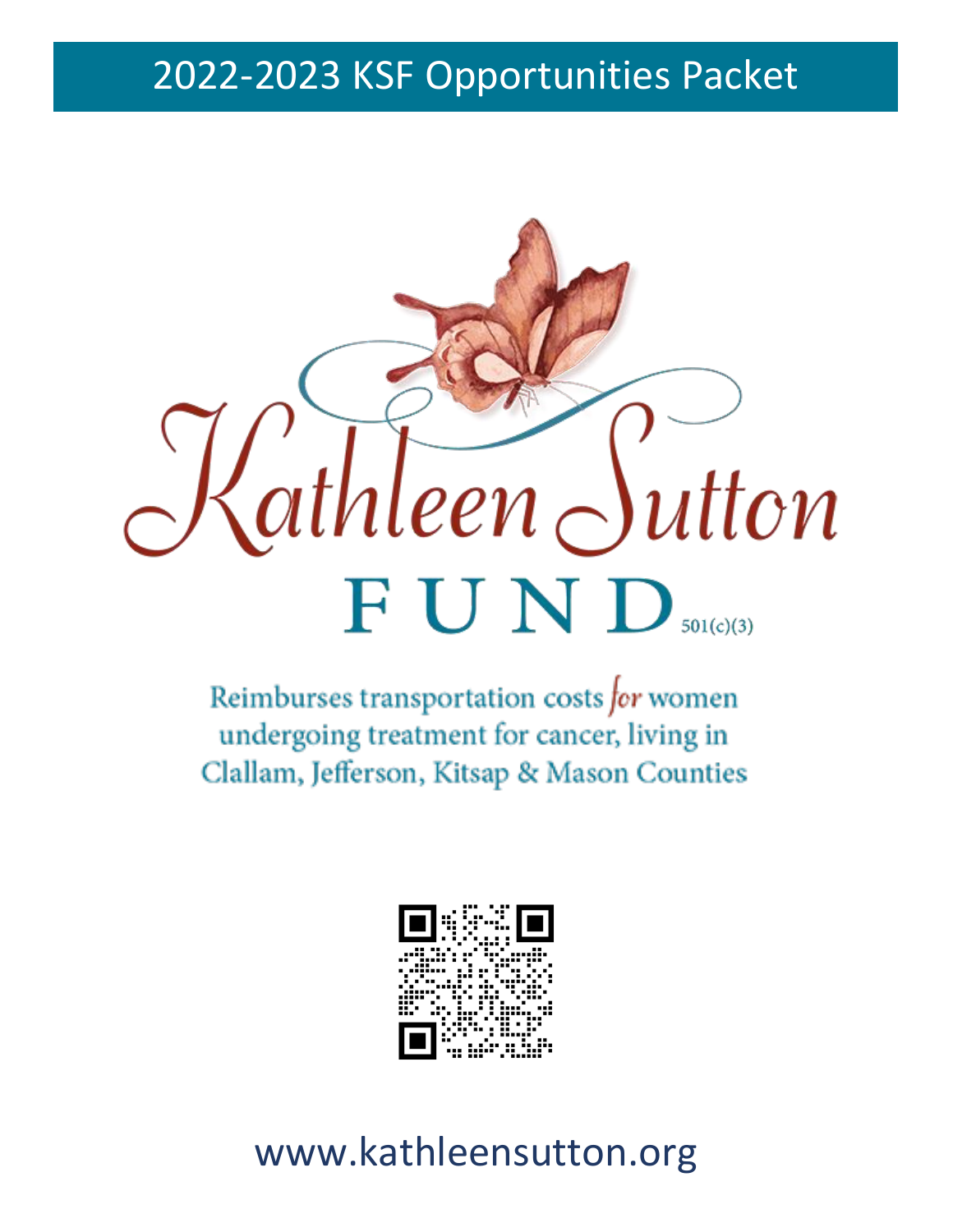# 2022-2023 KSF Opportunities Packet

Kathleen Sutton

FUND 501(c)(3)

Reimburses transportation costs for women undergoing treatment for cancer, living in Clallam, Jefferson, Kitsap & Mason Counties

www.kathleensutton.org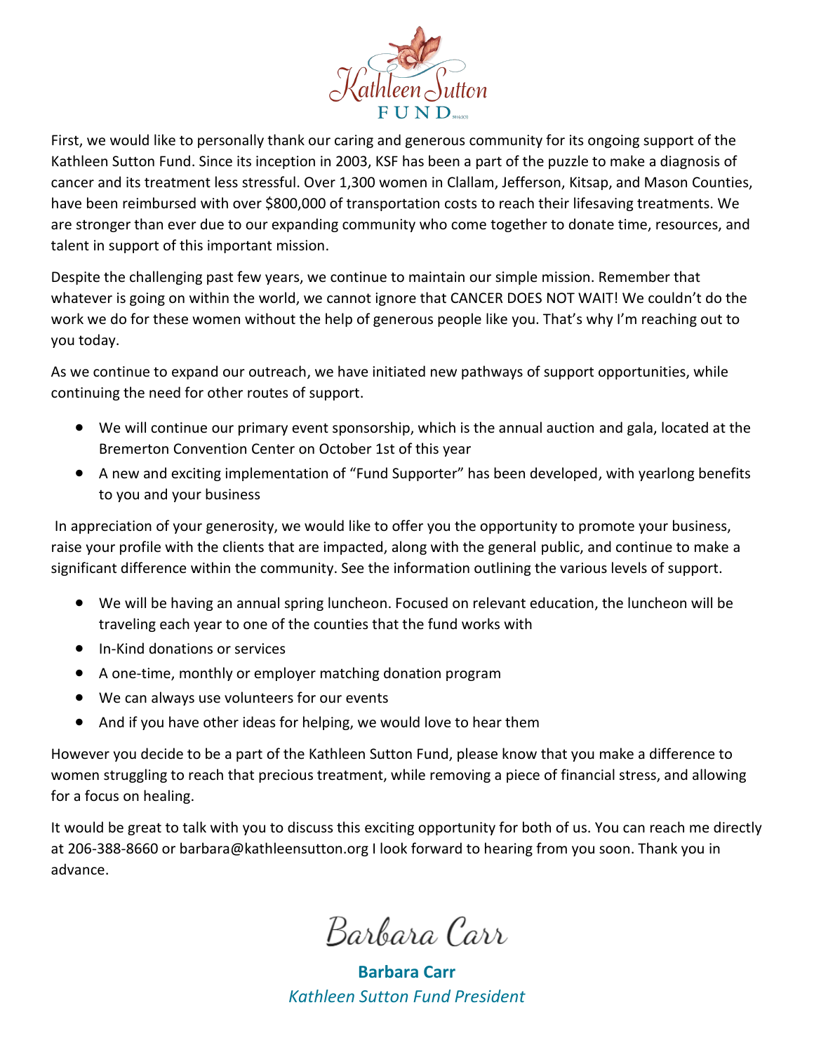First, we would like to personally thank our caring and generous community for its ongoing support of the Kathleen Sutton Fund. Since its inception in 2003, KSF has been a part of the puzzle to make a diagnosis of cancer and its treatment less stressful. Over 1,300 women in Clallam, Jefferson, Kitsap, and Mason Counties, have been reimbursed with over $800,000 of transportation costs to reach their lifesaving treatments. We are stronger than ever due to our expanding community who come together to donate time, resources, and talent in support of this important mission.

Despite the challenging past few years, we continue to maintain our simple mission. Remember that whatever is going on within the world, we cannot ignore that CANCER DOES NOT WAIT! We couldn't do the work we do for these women without the help of generous people like you. That's why I'm reaching out to you today.

As we continue to expand our outreach, we have initiated new pathways of support opportunities, while continuing the need for other routes of support.

- We will continue our primary event sponsorship, which is the annual auction and gala, located at the Bremerton Convention Center on October 1st of this year
- A new and exciting implementation of "Fund Supporter" has been developed, with yearlong benefits to you and your business

In appreciation of your generosity, we would like to offer you the opportunity to promote your business, raise your profile with the clients that are impacted, along with the general public, and continue to make a significant difference within the community. See the information outlining the various levels of support.

- We will be having an annual spring luncheon. Focused on relevant education, the luncheon will be traveling each year to one of the counties that the fund works with
- In-Kind donations or services
- A one-time, monthly or employer matching donation program
- We can always use volunteers for our events
- And if you have other ideas for helping, we would love to hear them

However you decide to be a part of the Kathleen Sutton Fund, please know that you make a difference to women struggling to reach that precious treatment, while removing a piece of financial stress, and allowing for a focus on healing.

It would be great to talk with you to discuss this exciting opportunity for both of us. You can reach me directly at 206-388-8660 or barbara@kathleensutton.org I look forward to hearing from you soon. Thank you in advance.

Barbara Carr

**Barbara Carr**
*Kathleen Sutton Fund President*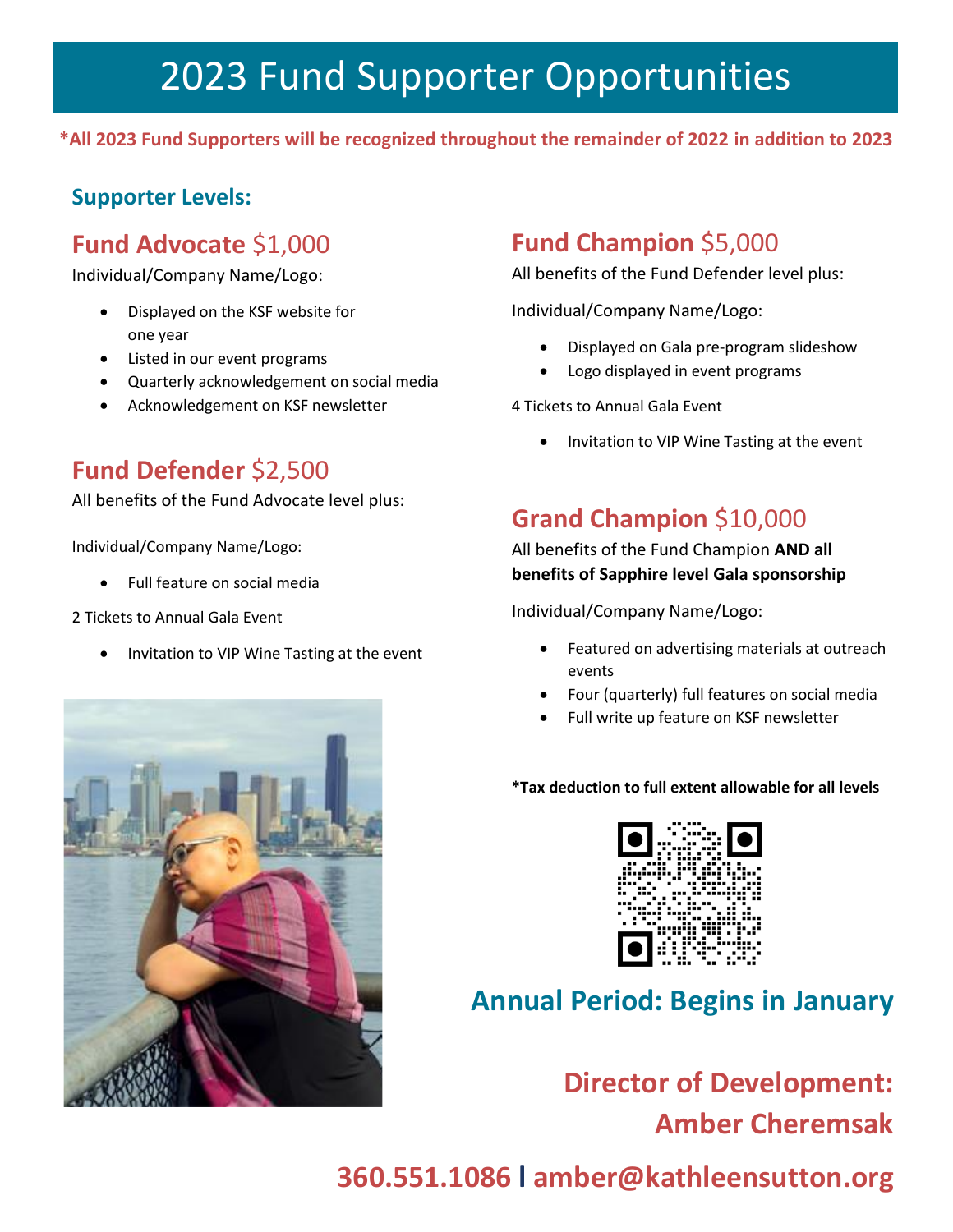# 2023 Fund Supporter Opportunities

**\*All 2023 Fund Supporters will be recognized throughout the remainder of 2022 in addition to 2023**

## Supporter Levels:

### Fund Advocate $1,000

Individual/Company Name/Logo:

- Displayed on the KSF website for one year
- Listed in our event programs
- Quarterly acknowledgement on social media
- Acknowledgement on KSF newsletter

### Fund Defender $2,500

All benefits of the Fund Advocate level plus:

Individual/Company Name/Logo:

- Full feature on social media

2 Tickets to Annual Gala Event

- Invitation to VIP Wine Tasting at the event

### Fund Champion $5,000

All benefits of the Fund Defender level plus:

Individual/Company Name/Logo:

- Displayed on Gala pre-program slideshow
- Logo displayed in event programs

4 Tickets to Annual Gala Event

- Invitation to VIP Wine Tasting at the event

### Grand Champion $10,000

All benefits of the Fund Champion **AND all benefits of Sapphire level Gala sponsorship**

Individual/Company Name/Logo:

- Featured on advertising materials at outreach events
- Four (quarterly) full features on social media
- Full write up feature on KSF newsletter

**\*Tax deduction to full extent allowable for all levels**

## Annual Period: Begins in January

**Director of Development:**
**Amber Cheremsak**

**360.551.1086 | amber@kathleensutton.org**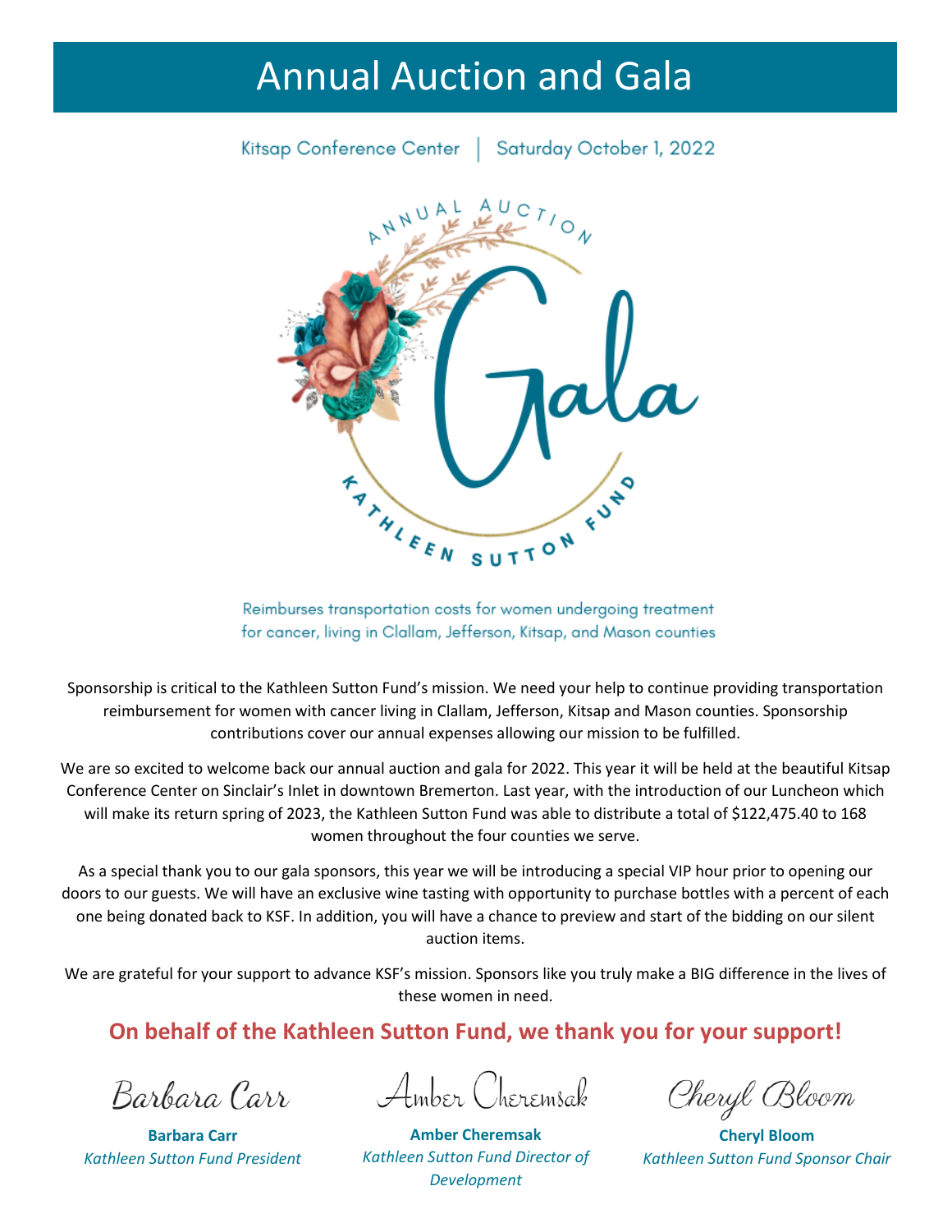# Annual Auction and Gala

Kitsap Conference Center | Saturday October 1, 2022

ANNUAL AUCTION

Gala

KATHLEEN SUTTON FUND

Reimburses transportation costs for women undergoing treatment for cancer, living in Clallam, Jefferson, Kitsap, and Mason counties

Sponsorship is critical to the Kathleen Sutton Fund's mission. We need your help to continue providing transportation reimbursement for women with cancer living in Clallam, Jefferson, Kitsap and Mason counties. Sponsorship contributions cover our annual expenses allowing our mission to be fulfilled.

We are so excited to welcome back our annual auction and gala for 2022. This year it will be held at the beautiful Kitsap Conference Center on Sinclair's Inlet in downtown Bremerton. Last year, with the introduction of our Luncheon which will make its return spring of 2023, the Kathleen Sutton Fund was able to distribute a total of $122,475.40 to 168 women throughout the four counties we serve.

As a special thank you to our gala sponsors, this year we will be introducing a special VIP hour prior to opening our doors to our guests. We will have an exclusive wine tasting with opportunity to purchase bottles with a percent of each one being donated back to KSF. In addition, you will have a chance to preview and start of the bidding on our silent auction items.

We are grateful for your support to advance KSF's mission. Sponsors like you truly make a BIG difference in the lives of these women in need.

**On behalf of the Kathleen Sutton Fund, we thank you for your support!**

*Barbara Carr*
**Barbara Carr**
*Kathleen Sutton Fund President*

*Amber Cheremsak*
**Amber Cheremsak**
*Kathleen Sutton Fund Director of Development*

*Cheryl Bloom*
**Cheryl Bloom**
*Kathleen Sutton Fund Sponsor Chair*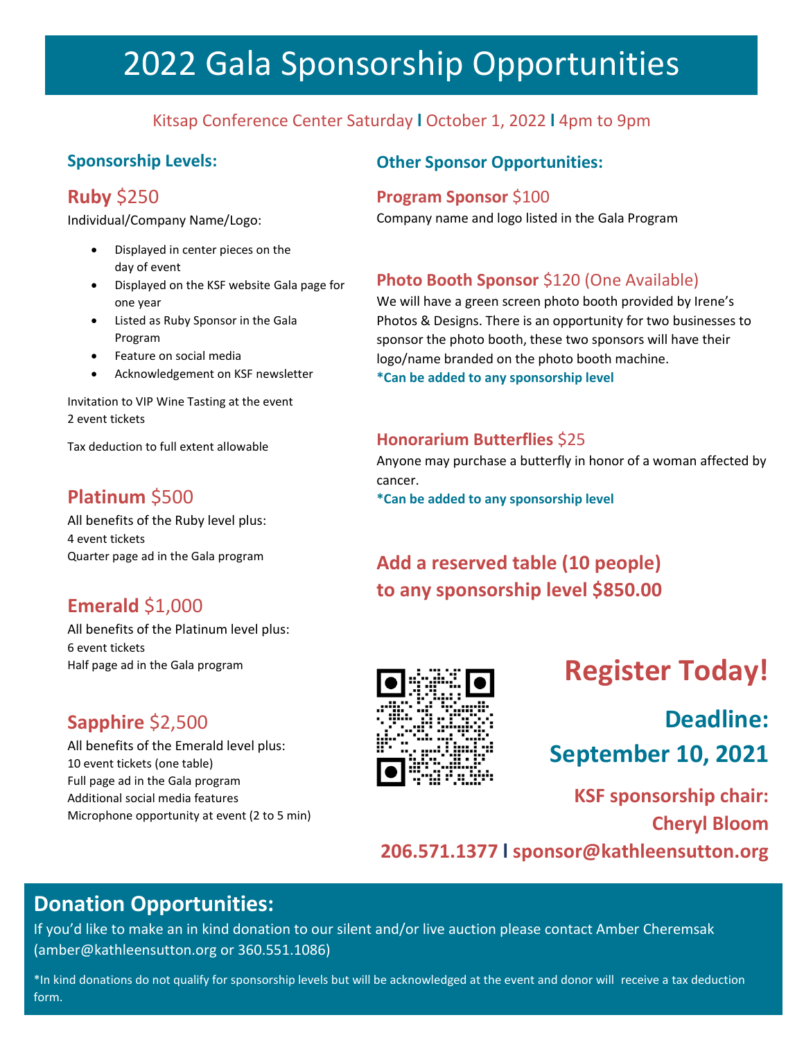# 2022 Gala Sponsorship Opportunities

Kitsap Conference Center Saturday | October 1, 2022 | 4pm to 9pm

## Sponsorship Levels:

### Ruby $250

Individual/Company Name/Logo:

- Displayed in center pieces on the day of event
- Displayed on the KSF website Gala page for one year
- Listed as Ruby Sponsor in the Gala Program
- Feature on social media
- Acknowledgement on KSF newsletter

Invitation to VIP Wine Tasting at the event
2 event tickets

Tax deduction to full extent allowable

### Platinum $500

All benefits of the Ruby level plus:
4 event tickets
Quarter page ad in the Gala program

### Emerald $1,000

All benefits of the Platinum level plus:
6 event tickets
Half page ad in the Gala program

### Sapphire $2,500

All benefits of the Emerald level plus:
10 event tickets (one table)
Full page ad in the Gala program
Additional social media features
Microphone opportunity at event (2 to 5 min)

## Other Sponsor Opportunities:

### Program Sponsor $100

Company name and logo listed in the Gala Program

### Photo Booth Sponsor $120 (One Available)

We will have a green screen photo booth provided by Irene's Photos & Designs. There is an opportunity for two businesses to sponsor the photo booth, these two sponsors will have their logo/name branded on the photo booth machine.

**\*Can be added to any sponsorship level**

### Honorarium Butterflies $25

Anyone may purchase a butterfly in honor of a woman affected by cancer.

**\*Can be added to any sponsorship level**

**Add a reserved table (10 people) to any sponsorship level $850.00**

## Register Today!

**Deadline: September 10, 2021**

**KSF sponsorship chair: Cheryl Bloom**

**206.571.1377 | sponsor@kathleensutton.org**

## Donation Opportunities:

If you'd like to make an in kind donation to our silent and/or live auction please contact Amber Cheremsak (amber@kathleensutton.org or 360.551.1086)

\*In kind donations do not qualify for sponsorship levels but will be acknowledged at the event and donor will receive a tax deduction form.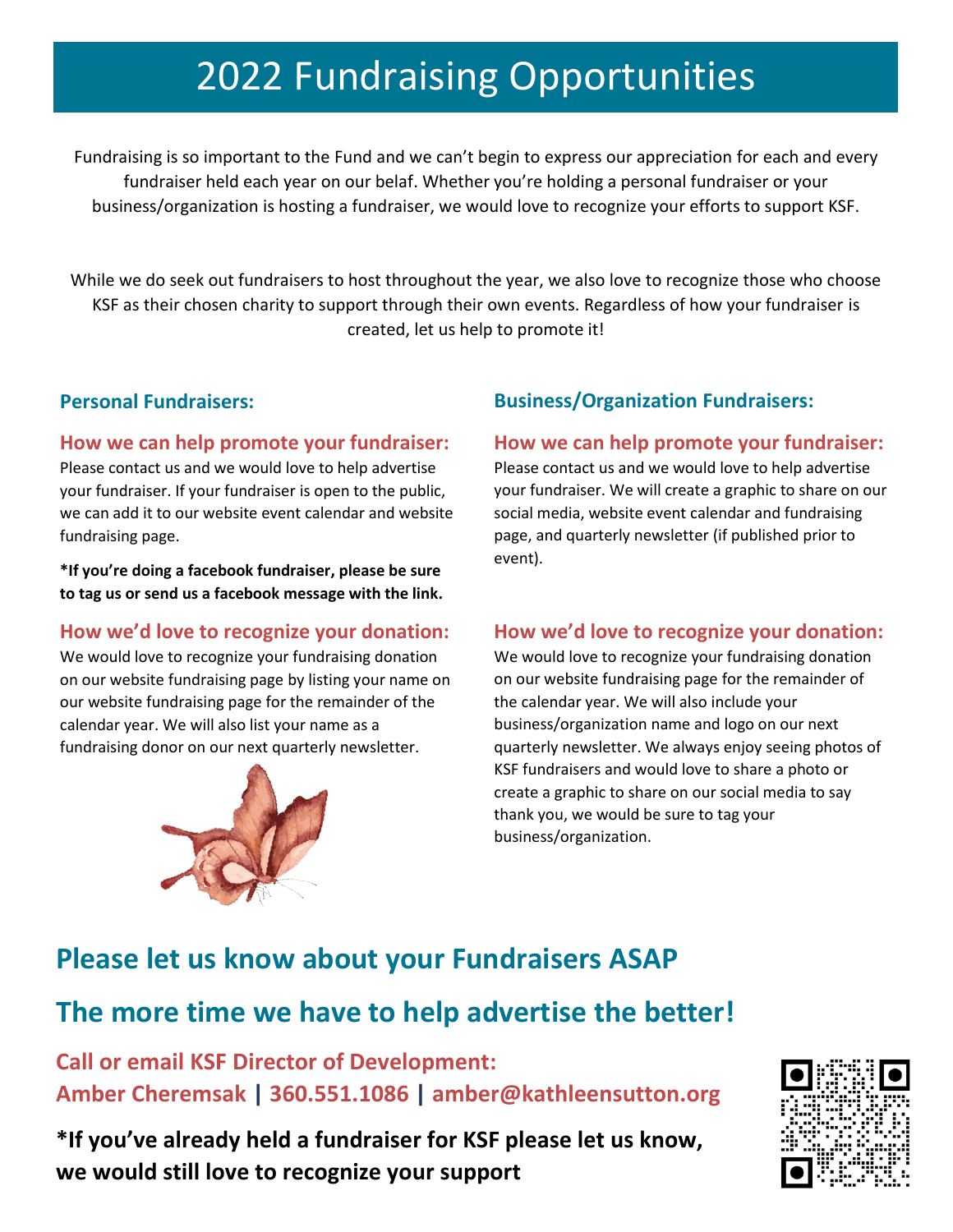# 2022 Fundraising Opportunities

Fundraising is so important to the Fund and we can't begin to express our appreciation for each and every fundraiser held each year on our belaf. Whether you're holding a personal fundraiser or your business/organization is hosting a fundraiser, we would love to recognize your efforts to support KSF.

While we do seek out fundraisers to host throughout the year, we also love to recognize those who choose KSF as their chosen charity to support through their own events. Regardless of how your fundraiser is created, let us help to promote it!

## Personal Fundraisers:

### How we can help promote your fundraiser:

Please contact us and we would love to help advertise your fundraiser. If your fundraiser is open to the public, we can add it to our website event calendar and website fundraising page.

**\*If you're doing a facebook fundraiser, please be sure to tag us or send us a facebook message with the link.**

### How we'd love to recognize your donation:

We would love to recognize your fundraising donation on our website fundraising page by listing your name on our website fundraising page for the remainder of the calendar year. We will also list your name as a fundraising donor on our next quarterly newsletter.

## Business/Organization Fundraisers:

### How we can help promote your fundraiser:

Please contact us and we would love to help advertise your fundraiser. We will create a graphic to share on our social media, website event calendar and fundraising page, and quarterly newsletter (if published prior to event).

### How we'd love to recognize your donation:

We would love to recognize your fundraising donation on our website fundraising page for the remainder of the calendar year. We will also include your business/organization name and logo on our next quarterly newsletter. We always enjoy seeing photos of KSF fundraisers and would love to share a photo or create a graphic to share on our social media to say thank you, we would be sure to tag your business/organization.

## Please let us know about your Fundraisers ASAP

## The more time we have to help advertise the better!

**Call or email KSF Director of Development:**
**Amber Cheremsak | 360.551.1086 | amber@kathleensutton.org**

**\*If you've already held a fundraiser for KSF please let us know, we would still love to recognize your support**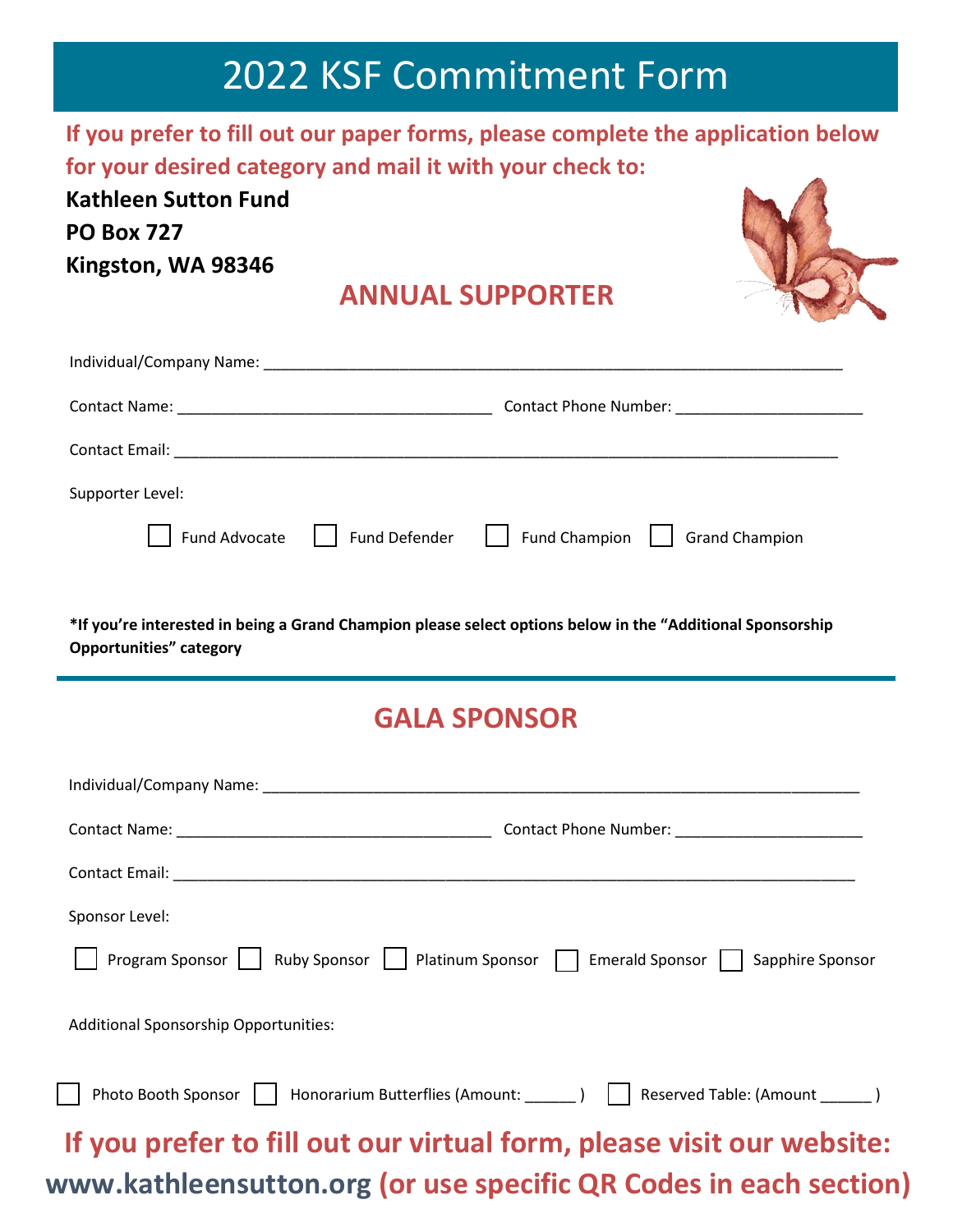# 2022 KSF Commitment Form

**If you prefer to fill out our paper forms, please complete the application below for your desired category and mail it with your check to:**

**Kathleen Sutton Fund**
**PO Box 727**
**Kingston, WA 98346**

## ANNUAL SUPPORTER

Individual/Company Name: ______________________________________________________________________

Contact Name: _____________________________________ Contact Phone Number: _____________________

Contact Email: ______________________________________________________________________________

Supporter Level:

☐ Fund Advocate ☐ Fund Defender ☐ Fund Champion ☐ Grand Champion

**\*If you're interested in being a Grand Champion please select options below in the "Additional Sponsorship Opportunities" category**

## GALA SPONSOR

Individual/Company Name: ______________________________________________________________________

Contact Name: _____________________________________ Contact Phone Number: _____________________

Contact Email: ______________________________________________________________________________

Sponsor Level:

☐ Program Sponsor ☐ Ruby Sponsor ☐ Platinum Sponsor ☐ Emerald Sponsor ☐ Sapphire Sponsor

Additional Sponsorship Opportunities:

☐ Photo Booth Sponsor ☐ Honorarium Butterflies (Amount: ______ ) ☐ Reserved Table: (Amount ______ )

**If you prefer to fill out our virtual form, please visit our website: www.kathleensutton.org (or use specific QR Codes in each section)**